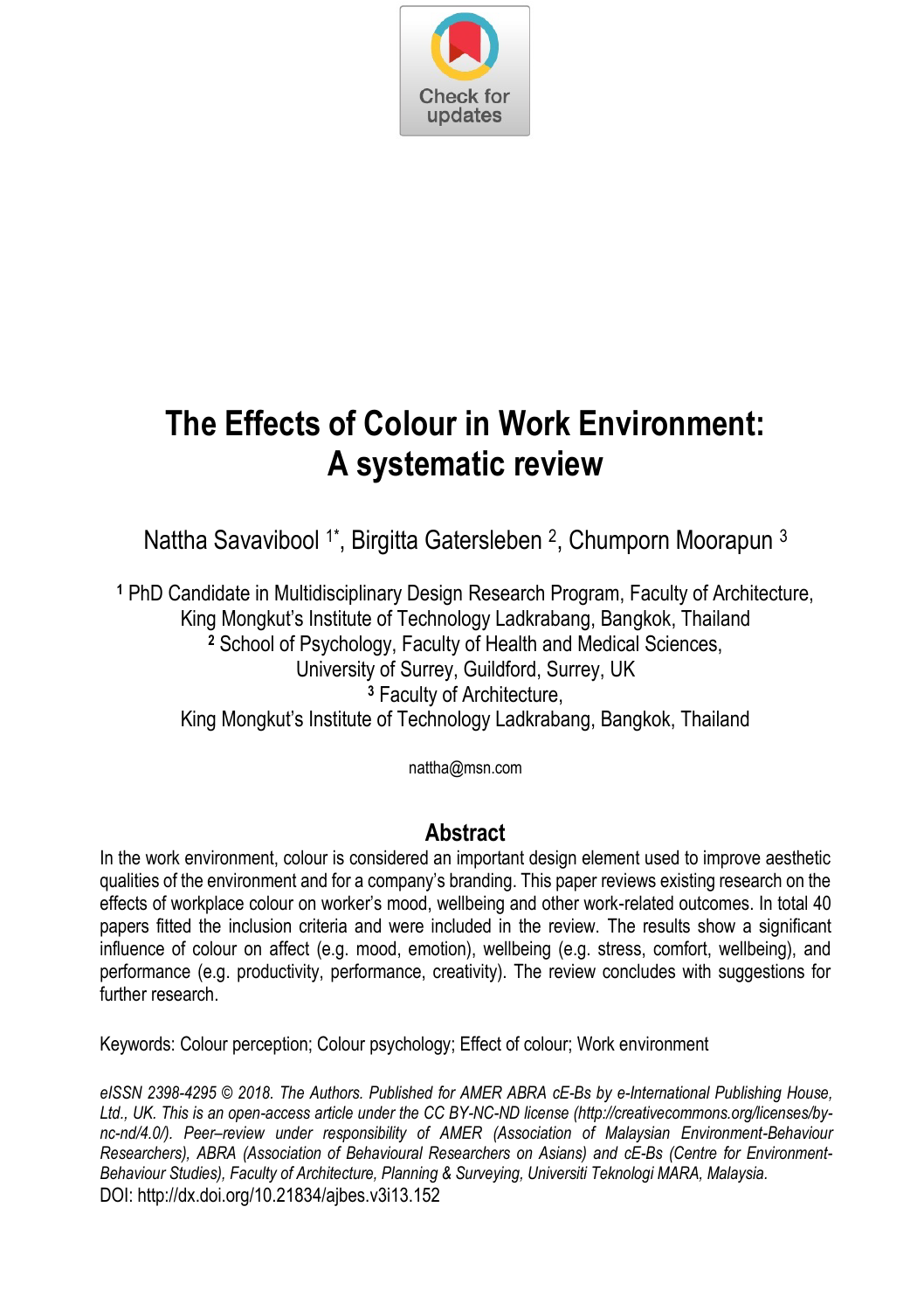# The Effects of Colour in Work Environment: A systematic review

Nattha Savavibool [1*], Birgitta Gatersleben [2], Chumporn Moorapun [3]

[1] PhD Candidate in Multidisciplinary Design Research Program, Faculty of Architecture, King Mongkut's Institute of Technology Ladkrabang, Bangkok, Thailand
[2] School of Psychology, Faculty of Health and Medical Sciences, University of Surrey, Guildford, Surrey, UK
[3] Faculty of Architecture, King Mongkut's Institute of Technology Ladkrabang, Bangkok, Thailand

nattha@msn.com

## Abstract

In the work environment, colour is considered an important design element used to improve aesthetic qualities of the environment and for a company's branding. This paper reviews existing research on the effects of workplace colour on worker's mood, wellbeing and other work-related outcomes. In total 40 papers fitted the inclusion criteria and were included in the review. The results show a significant influence of colour on affect (e.g. mood, emotion), wellbeing (e.g. stress, comfort, wellbeing), and performance (e.g. productivity, performance, creativity). The review concludes with suggestions for further research.

Keywords: Colour perception; Colour psychology; Effect of colour; Work environment

*eISSN 2398-4295 © 2018. The Authors. Published for AMER ABRA cE-Bs by e-International Publishing House, Ltd., UK. This is an open-access article under the CC BY-NC-ND license (http://creativecommons.org/licenses/by-nc-nd/4.0/). Peer–review under responsibility of AMER (Association of Malaysian Environment-Behaviour Researchers), ABRA (Association of Behavioural Researchers on Asians) and cE-Bs (Centre for Environment-Behaviour Studies), Faculty of Architecture, Planning & Surveying, Universiti Teknologi MARA, Malaysia.*
DOI: http://dx.doi.org/10.21834/ajbes.v3i13.152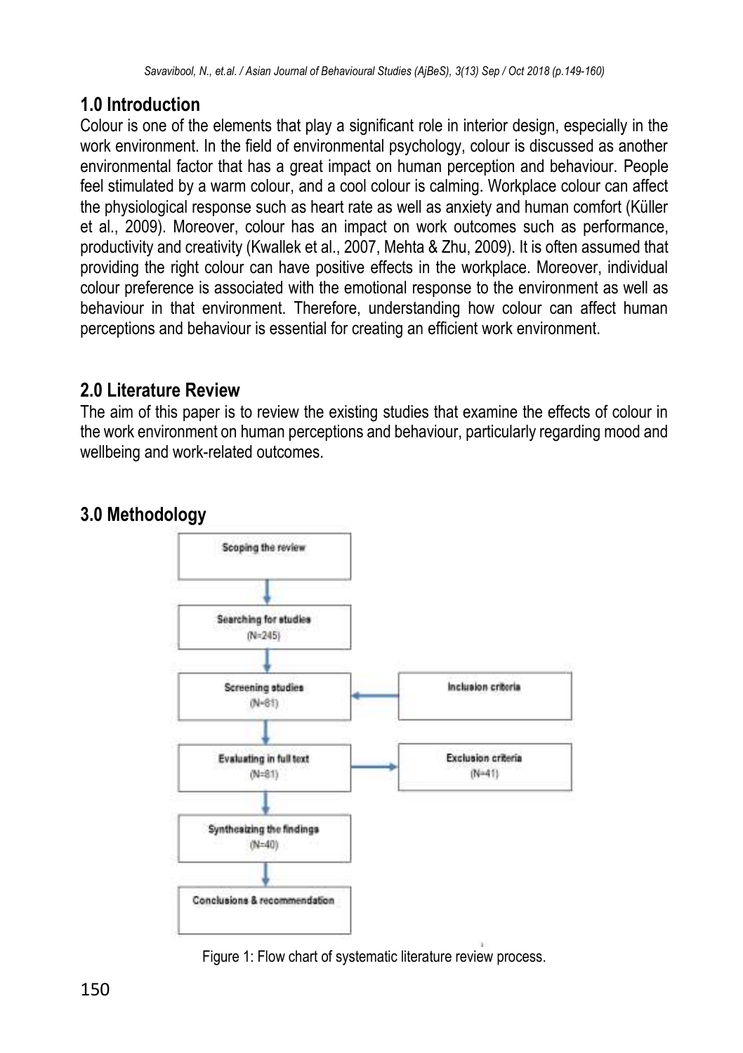## 1.0 Introduction

Colour is one of the elements that play a significant role in interior design, especially in the work environment. In the field of environmental psychology, colour is discussed as another environmental factor that has a great impact on human perception and behaviour. People feel stimulated by a warm colour, and a cool colour is calming. Workplace colour can affect the physiological response such as heart rate as well as anxiety and human comfort (Küller et al., 2009). Moreover, colour has an impact on work outcomes such as performance, productivity and creativity (Kwallek et al., 2007, Mehta & Zhu, 2009). It is often assumed that providing the right colour can have positive effects in the workplace. Moreover, individual colour preference is associated with the emotional response to the environment as well as behaviour in that environment. Therefore, understanding how colour can affect human perceptions and behaviour is essential for creating an efficient work environment.

## 2.0 Literature Review

The aim of this paper is to review the existing studies that examine the effects of colour in the work environment on human perceptions and behaviour, particularly regarding mood and wellbeing and work-related outcomes.

## 3.0 Methodology

Scoping the review

Searching for studies (N=245)

Screening studies (N=81) ← Inclusion criteria

Evaluating in full text (N=81) → Exclusion criteria (N=41)

Synthesizing the findings (N=40)

Conclusions & recommendation

Figure 1: Flow chart of systematic literature review process.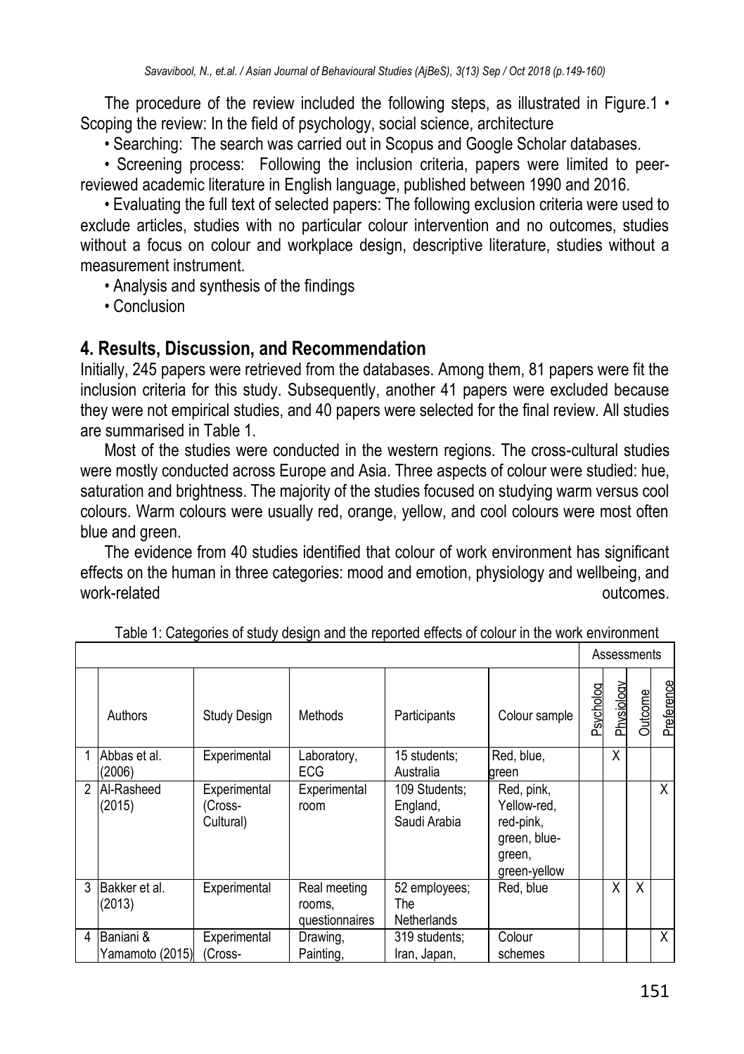The procedure of the review included the following steps, as illustrated in Figure.1 • Scoping the review: In the field of psychology, social science, architecture

- Searching: The search was carried out in Scopus and Google Scholar databases.
- Screening process: Following the inclusion criteria, papers were limited to peer-reviewed academic literature in English language, published between 1990 and 2016.
- Evaluating the full text of selected papers: The following exclusion criteria were used to exclude articles, studies with no particular colour intervention and no outcomes, studies without a focus on colour and workplace design, descriptive literature, studies without a measurement instrument.
- Analysis and synthesis of the findings
- Conclusion

## 4. Results, Discussion, and Recommendation

Initially, 245 papers were retrieved from the databases. Among them, 81 papers were fit the inclusion criteria for this study. Subsequently, another 41 papers were excluded because they were not empirical studies, and 40 papers were selected for the final review. All studies are summarised in Table 1.

Most of the studies were conducted in the western regions. The cross-cultural studies were mostly conducted across Europe and Asia. Three aspects of colour were studied: hue, saturation and brightness. The majority of the studies focused on studying warm versus cool colours. Warm colours were usually red, orange, yellow, and cool colours were most often blue and green.

The evidence from 40 studies identified that colour of work environment has significant effects on the human in three categories: mood and emotion, physiology and wellbeing, and work-related outcomes.

Table 1: Categories of study design and the reported effects of colour in the work environment

| | | | | | | Assessments | | | |
|---|---|---|---|---|---|---|---|---|---|
| | Authors | Study Design | Methods | Participants | Colour sample | Psycholog | Physiology | Outcome | Preference |
| 1 | Abbas et al. (2006) | Experimental | Laboratory, ECG | 15 students; Australia | Red, blue, green | | X | | |
| 2 | Al-Rasheed (2015) | Experimental (Cross-Cultural) | Experimental room | 109 Students; England, Saudi Arabia | Red, pink, Yellow-red, red-pink, green, blue-green, green-yellow | | | | X |
| 3 | Bakker et al. (2013) | Experimental | Real meeting rooms, questionnaires | 52 employees; The Netherlands | Red, blue | | X | X | |
| 4 | Baniani & Yamamoto (2015) | Experimental (Cross- | Drawing, Painting, | 319 students; Iran, Japan, | Colour schemes | | | | X |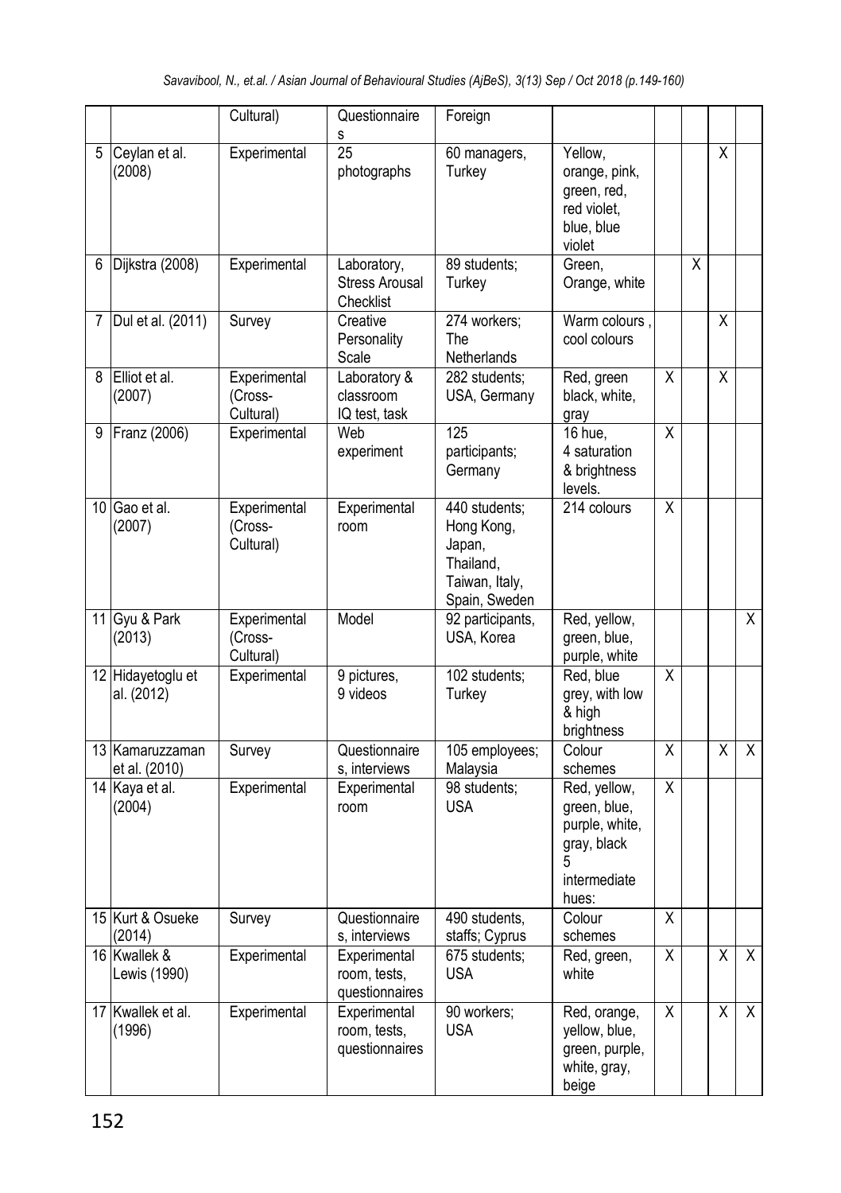| | | Cultural) | Questionnaires | Foreign | | | | | |
|---|---|---|---|---|---|---|---|---|---|
| 5 | Ceylan et al. (2008) | Experimental | 25 photographs | 60 managers, Turkey | Yellow, orange, pink, green, red, red violet, blue, blue violet | | | X | |
| 6 | Dijkstra (2008) | Experimental | Laboratory, Stress Arousal Checklist | 89 students; Turkey | Green, Orange, white | | X | | |
| 7 | Dul et al. (2011) | Survey | Creative Personality Scale | 274 workers; The Netherlands | Warm colours , cool colours | | | X | |
| 8 | Elliot et al. (2007) | Experimental (Cross-Cultural) | Laboratory & classroom IQ test, task | 282 students; USA, Germany | Red, green black, white, gray | X | | X | |
| 9 | Franz (2006) | Experimental | Web experiment | 125 participants; Germany | 16 hue, 4 saturation & brightness levels. | X | | | |
| 10 | Gao et al. (2007) | Experimental (Cross-Cultural) | Experimental room | 440 students; Hong Kong, Japan, Thailand, Taiwan, Italy, Spain, Sweden | 214 colours | X | | | |
| 11 | Gyu & Park (2013) | Experimental (Cross-Cultural) | Model | 92 participants, USA, Korea | Red, yellow, green, blue, purple, white | | | | X |
| 12 | Hidayetoglu et al. (2012) | Experimental | 9 pictures, 9 videos | 102 students; Turkey | Red, blue grey, with low & high brightness | X | | | |
| 13 | Kamaruzzaman et al. (2010) | Survey | Questionnaires, interviews | 105 employees; Malaysia | Colour schemes | X | | X | X |
| 14 | Kaya et al. (2004) | Experimental | Experimental room | 98 students; USA | Red, yellow, green, blue, purple, white, gray, black 5 intermediate hues: | X | | | |
| 15 | Kurt & Osueke (2014) | Survey | Questionnaires, interviews | 490 students, staffs; Cyprus | Colour schemes | X | | | |
| 16 | Kwallek & Lewis (1990) | Experimental | Experimental room, tests, questionnaires | 675 students; USA | Red, green, white | X | | X | X |
| 17 | Kwallek et al. (1996) | Experimental | Experimental room, tests, questionnaires | 90 workers; USA | Red, orange, yellow, blue, green, purple, white, gray, beige | X | | X | X |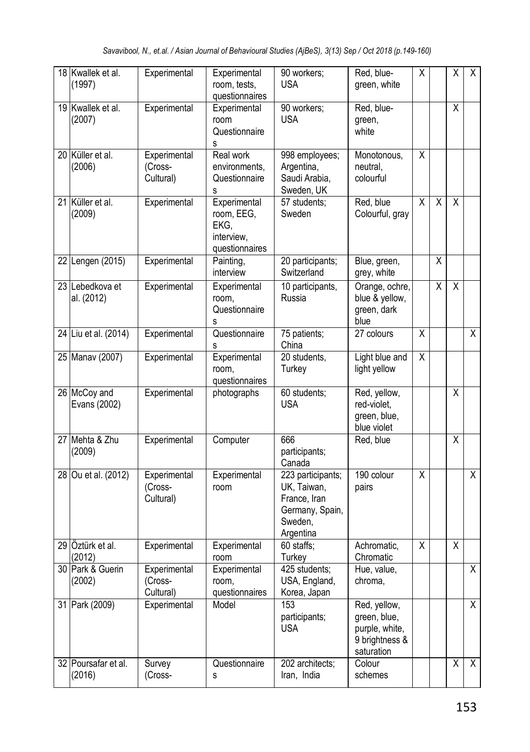| | | | | | | | | | |
|---|---|---|---|---|---|---|---|---|---|
| 18 | Kwallek et al. (1997) | Experimental | Experimental room, tests, questionnaires | 90 workers; USA | Red, blue-green, white | X | | X | X |
| 19 | Kwallek et al. (2007) | Experimental | Experimental room Questionnaires | 90 workers; USA | Red, blue-green, white | | | X | |
| 20 | Küller et al. (2006) | Experimental (Cross-Cultural) | Real work environments, Questionnaires | 998 employees; Argentina, Saudi Arabia, Sweden, UK | Monotonous, neutral, colourful | X | | | |
| 21 | Küller et al. (2009) | Experimental | Experimental room, EEG, EKG, interview, questionnaires | 57 students; Sweden | Red, blue Colourful, gray | X | X | X | |
| 22 | Lengen (2015) | Experimental | Painting, interview | 20 participants; Switzerland | Blue, green, grey, white | | X | | |
| 23 | Lebedkova et al. (2012) | Experimental | Experimental room, Questionnaires | 10 participants, Russia | Orange, ochre, blue & yellow, green, dark blue | | X | X | |
| 24 | Liu et al. (2014) | Experimental | Questionnaires | 75 patients; China | 27 colours | X | | | X |
| 25 | Manav (2007) | Experimental | Experimental room, questionnaires | 20 students, Turkey | Light blue and light yellow | X | | | |
| 26 | McCoy and Evans (2002) | Experimental | photographs | 60 students; USA | Red, yellow, red-violet, green, blue, blue violet | | | X | |
| 27 | Mehta & Zhu (2009) | Experimental | Computer | 666 participants; Canada | Red, blue | | | X | |
| 28 | Ou et al. (2012) | Experimental (Cross-Cultural) | Experimental room | 223 participants; UK, Taiwan, France, Iran Germany, Spain, Sweden, Argentina | 190 colour pairs | X | | | X |
| 29 | Öztürk et al. (2012) | Experimental | Experimental room | 60 staffs; Turkey | Achromatic, Chromatic | X | | X | |
| 30 | Park & Guerin (2002) | Experimental (Cross-Cultural) | Experimental room, questionnaires | 425 students; USA, England, Korea, Japan | Hue, value, chroma, | | | | X |
| 31 | Park (2009) | Experimental | Model | 153 participants; USA | Red, yellow, green, blue, purple, white, 9 brightness & saturation | | | | X |
| 32 | Poursafar et al. (2016) | Survey (Cross- | Questionnaires | 202 architects; Iran, India | Colour schemes | | | X | X |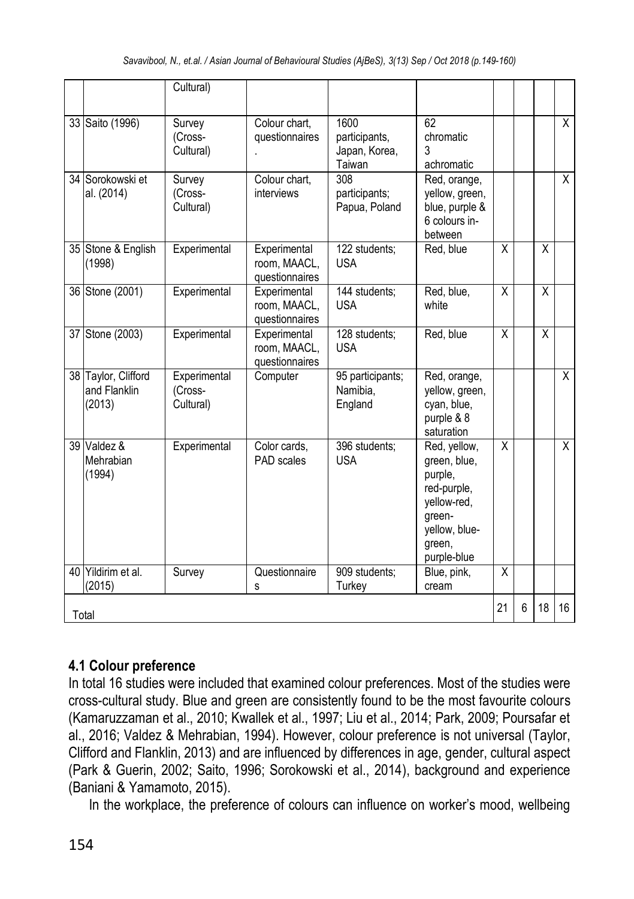| | | Cultural) | | | | | | | |
|---|---|---|---|---|---|---|---|---|---|
| 33 | Saito (1996) | Survey (Cross-Cultural) | Colour chart, questionnaires . | 1600 participants, Japan, Korea, Taiwan | 62 chromatic 3 achromatic | | | | X |
| 34 | Sorokowski et al. (2014) | Survey (Cross-Cultural) | Colour chart, interviews | 308 participants; Papua, Poland | Red, orange, yellow, green, blue, purple & 6 colours in-between | | | | X |
| 35 | Stone & English (1998) | Experimental | Experimental room, MAACL, questionnaires | 122 students; USA | Red, blue | X | | X | |
| 36 | Stone (2001) | Experimental | Experimental room, MAACL, questionnaires | 144 students; USA | Red, blue, white | X | | X | |
| 37 | Stone (2003) | Experimental | Experimental room, MAACL, questionnaires | 128 students; USA | Red, blue | X | | X | |
| 38 | Taylor, Clifford and Flanklin (2013) | Experimental (Cross-Cultural) | Computer | 95 participants; Namibia, England | Red, orange, yellow, green, cyan, blue, purple & 8 saturation | | | | X |
| 39 | Valdez & Mehrabian (1994) | Experimental | Color cards, PAD scales | 396 students; USA | Red, yellow, green, blue, purple, red-purple, yellow-red, green-yellow, blue-green, purple-blue | X | | | X |
| 40 | Yildirim et al. (2015) | Survey | Questionnaires | 909 students; Turkey | Blue, pink, cream | X | | | |
| Total | | | | | | 21 | 6 | 18 | 16 |

### 4.1 Colour preference

In total 16 studies were included that examined colour preferences. Most of the studies were cross-cultural study. Blue and green are consistently found to be the most favourite colours (Kamaruzzaman et al., 2010; Kwallek et al., 1997; Liu et al., 2014; Park, 2009; Poursafar et al., 2016; Valdez & Mehrabian, 1994). However, colour preference is not universal (Taylor, Clifford and Flanklin, 2013) and are influenced by differences in age, gender, cultural aspect (Park & Guerin, 2002; Saito, 1996; Sorokowski et al., 2014), background and experience (Baniani & Yamamoto, 2015).

In the workplace, the preference of colours can influence on worker's mood, wellbeing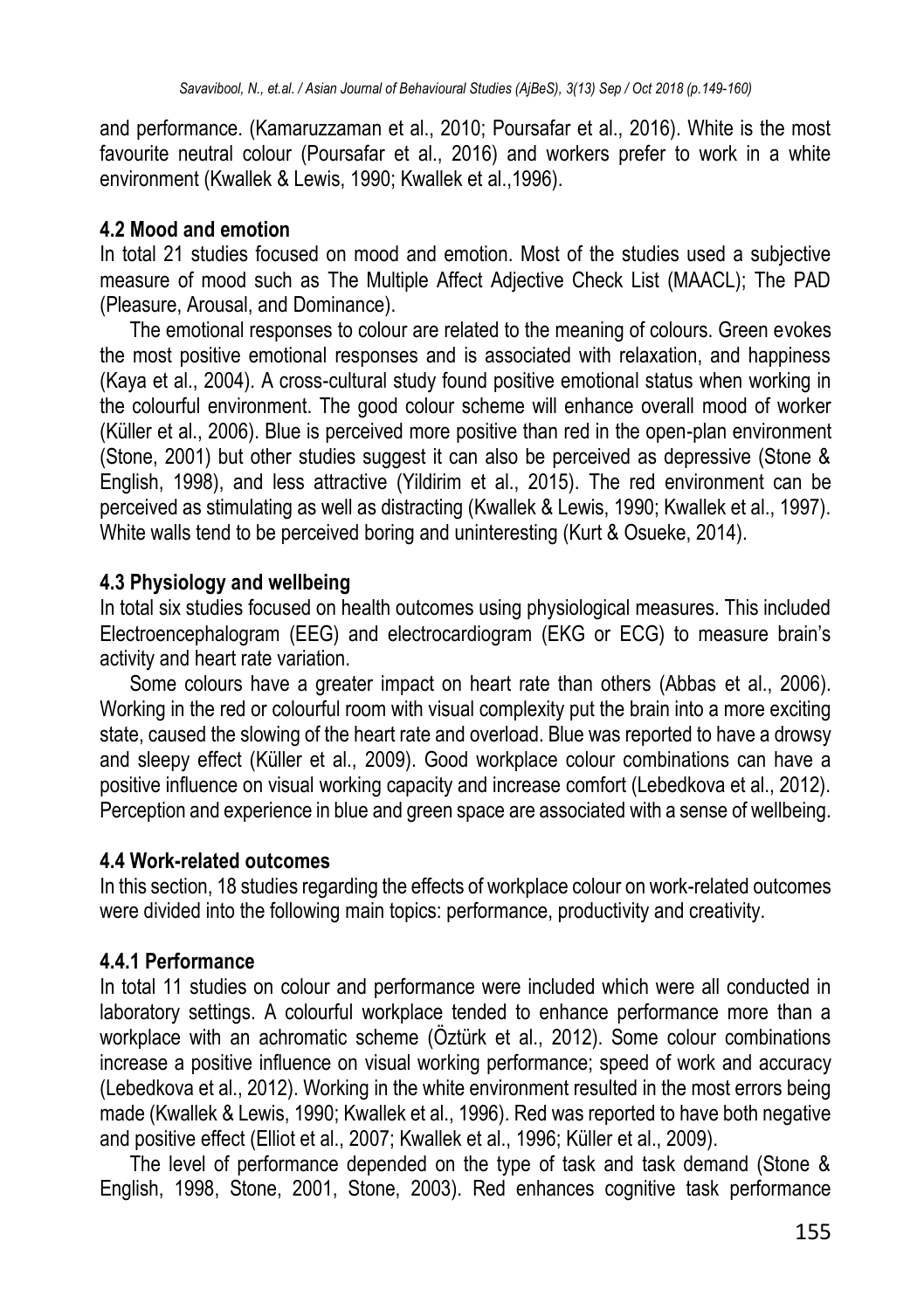and performance. (Kamaruzzaman et al., 2010; Poursafar et al., 2016). White is the most favourite neutral colour (Poursafar et al., 2016) and workers prefer to work in a white environment (Kwallek & Lewis, 1990; Kwallek et al.,1996).

### 4.2 Mood and emotion

In total 21 studies focused on mood and emotion. Most of the studies used a subjective measure of mood such as The Multiple Affect Adjective Check List (MAACL); The PAD (Pleasure, Arousal, and Dominance).

The emotional responses to colour are related to the meaning of colours. Green evokes the most positive emotional responses and is associated with relaxation, and happiness (Kaya et al., 2004). A cross-cultural study found positive emotional status when working in the colourful environment. The good colour scheme will enhance overall mood of worker (Küller et al., 2006). Blue is perceived more positive than red in the open-plan environment (Stone, 2001) but other studies suggest it can also be perceived as depressive (Stone & English, 1998), and less attractive (Yildirim et al., 2015). The red environment can be perceived as stimulating as well as distracting (Kwallek & Lewis, 1990; Kwallek et al., 1997). White walls tend to be perceived boring and uninteresting (Kurt & Osueke, 2014).

### 4.3 Physiology and wellbeing

In total six studies focused on health outcomes using physiological measures. This included Electroencephalogram (EEG) and electrocardiogram (EKG or ECG) to measure brain's activity and heart rate variation.

Some colours have a greater impact on heart rate than others (Abbas et al., 2006). Working in the red or colourful room with visual complexity put the brain into a more exciting state, caused the slowing of the heart rate and overload. Blue was reported to have a drowsy and sleepy effect (Küller et al., 2009). Good workplace colour combinations can have a positive influence on visual working capacity and increase comfort (Lebedkova et al., 2012). Perception and experience in blue and green space are associated with a sense of wellbeing.

### 4.4 Work-related outcomes

In this section, 18 studies regarding the effects of workplace colour on work-related outcomes were divided into the following main topics: performance, productivity and creativity.

#### 4.4.1 Performance

In total 11 studies on colour and performance were included which were all conducted in laboratory settings. A colourful workplace tended to enhance performance more than a workplace with an achromatic scheme (Öztürk et al., 2012). Some colour combinations increase a positive influence on visual working performance; speed of work and accuracy (Lebedkova et al., 2012). Working in the white environment resulted in the most errors being made (Kwallek & Lewis, 1990; Kwallek et al., 1996). Red was reported to have both negative and positive effect (Elliot et al., 2007; Kwallek et al., 1996; Küller et al., 2009).

The level of performance depended on the type of task and task demand (Stone & English, 1998, Stone, 2001, Stone, 2003). Red enhances cognitive task performance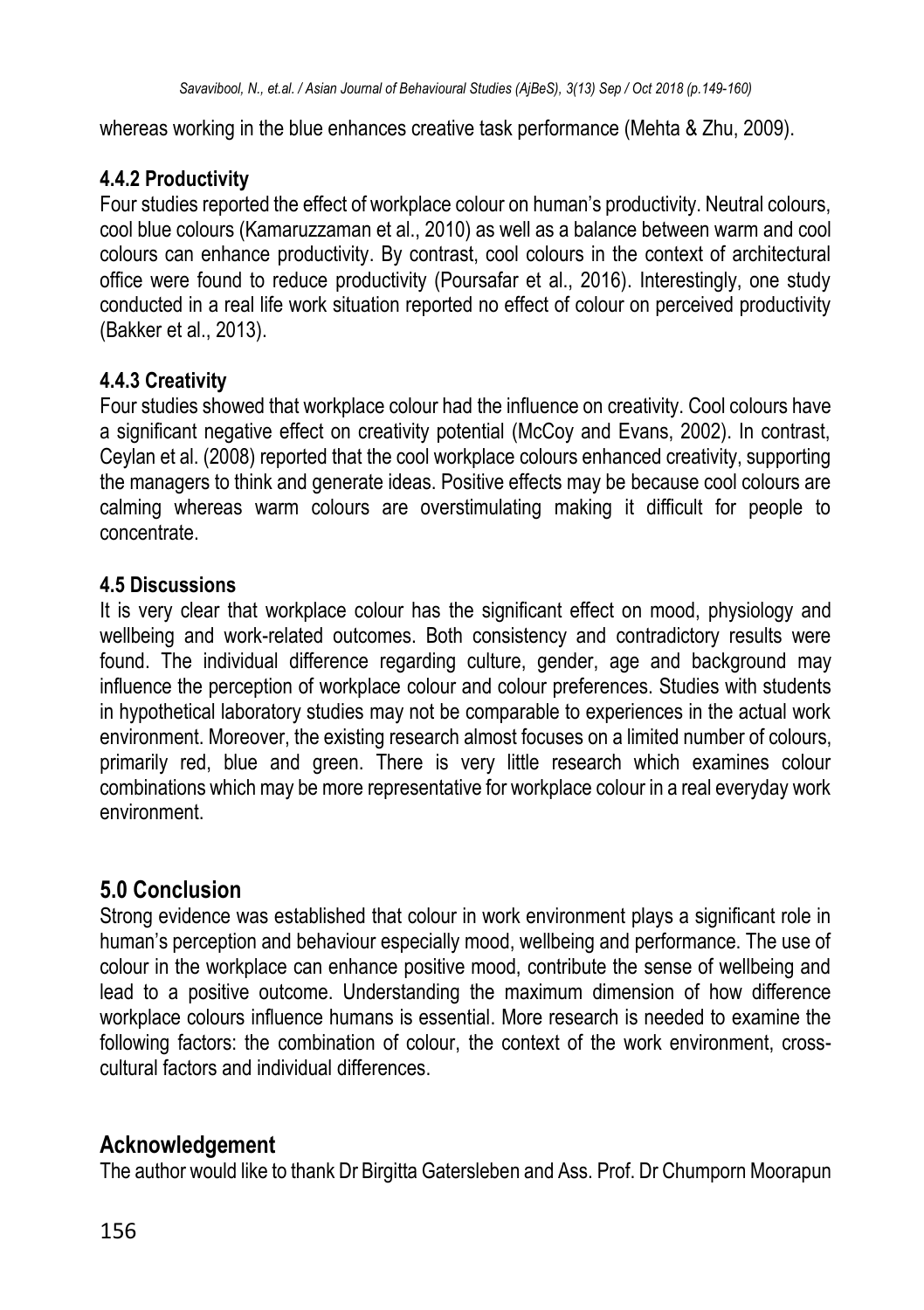whereas working in the blue enhances creative task performance (Mehta & Zhu, 2009).

### 4.4.2 Productivity

Four studies reported the effect of workplace colour on human's productivity. Neutral colours, cool blue colours (Kamaruzzaman et al., 2010) as well as a balance between warm and cool colours can enhance productivity. By contrast, cool colours in the context of architectural office were found to reduce productivity (Poursafar et al., 2016). Interestingly, one study conducted in a real life work situation reported no effect of colour on perceived productivity (Bakker et al., 2013).

### 4.4.3 Creativity

Four studies showed that workplace colour had the influence on creativity. Cool colours have a significant negative effect on creativity potential (McCoy and Evans, 2002). In contrast, Ceylan et al. (2008) reported that the cool workplace colours enhanced creativity, supporting the managers to think and generate ideas. Positive effects may be because cool colours are calming whereas warm colours are overstimulating making it difficult for people to concentrate.

### 4.5 Discussions

It is very clear that workplace colour has the significant effect on mood, physiology and wellbeing and work-related outcomes. Both consistency and contradictory results were found. The individual difference regarding culture, gender, age and background may influence the perception of workplace colour and colour preferences. Studies with students in hypothetical laboratory studies may not be comparable to experiences in the actual work environment. Moreover, the existing research almost focuses on a limited number of colours, primarily red, blue and green. There is very little research which examines colour combinations which may be more representative for workplace colour in a real everyday work environment.

## 5.0 Conclusion

Strong evidence was established that colour in work environment plays a significant role in human's perception and behaviour especially mood, wellbeing and performance. The use of colour in the workplace can enhance positive mood, contribute the sense of wellbeing and lead to a positive outcome. Understanding the maximum dimension of how difference workplace colours influence humans is essential. More research is needed to examine the following factors: the combination of colour, the context of the work environment, cross-cultural factors and individual differences.

## Acknowledgement

The author would like to thank Dr Birgitta Gatersleben and Ass. Prof. Dr Chumporn Moorapun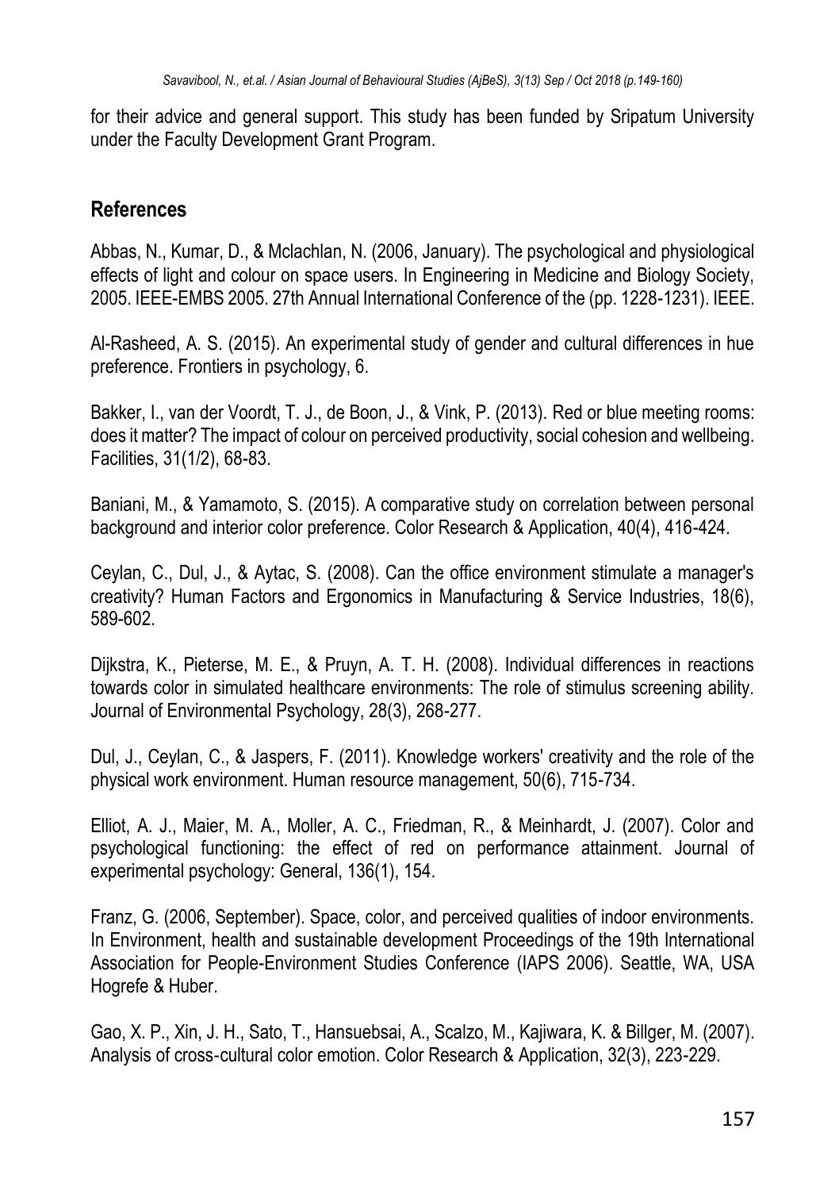for their advice and general support. This study has been funded by Sripatum University under the Faculty Development Grant Program.

## References

Abbas, N., Kumar, D., & Mclachlan, N. (2006, January). The psychological and physiological effects of light and colour on space users. In Engineering in Medicine and Biology Society, 2005. IEEE-EMBS 2005. 27th Annual International Conference of the (pp. 1228-1231). IEEE.

Al-Rasheed, A. S. (2015). An experimental study of gender and cultural differences in hue preference. Frontiers in psychology, 6.

Bakker, I., van der Voordt, T. J., de Boon, J., & Vink, P. (2013). Red or blue meeting rooms: does it matter? The impact of colour on perceived productivity, social cohesion and wellbeing. Facilities, 31(1/2), 68-83.

Baniani, M., & Yamamoto, S. (2015). A comparative study on correlation between personal background and interior color preference. Color Research & Application, 40(4), 416-424.

Ceylan, C., Dul, J., & Aytac, S. (2008). Can the office environment stimulate a manager's creativity? Human Factors and Ergonomics in Manufacturing & Service Industries, 18(6), 589-602.

Dijkstra, K., Pieterse, M. E., & Pruyn, A. T. H. (2008). Individual differences in reactions towards color in simulated healthcare environments: The role of stimulus screening ability. Journal of Environmental Psychology, 28(3), 268-277.

Dul, J., Ceylan, C., & Jaspers, F. (2011). Knowledge workers' creativity and the role of the physical work environment. Human resource management, 50(6), 715-734.

Elliot, A. J., Maier, M. A., Moller, A. C., Friedman, R., & Meinhardt, J. (2007). Color and psychological functioning: the effect of red on performance attainment. Journal of experimental psychology: General, 136(1), 154.

Franz, G. (2006, September). Space, color, and perceived qualities of indoor environments. In Environment, health and sustainable development Proceedings of the 19th International Association for People-Environment Studies Conference (IAPS 2006). Seattle, WA, USA Hogrefe & Huber.

Gao, X. P., Xin, J. H., Sato, T., Hansuebsai, A., Scalzo, M., Kajiwara, K. & Billger, M. (2007). Analysis of cross-cultural color emotion. Color Research & Application, 32(3), 223-229.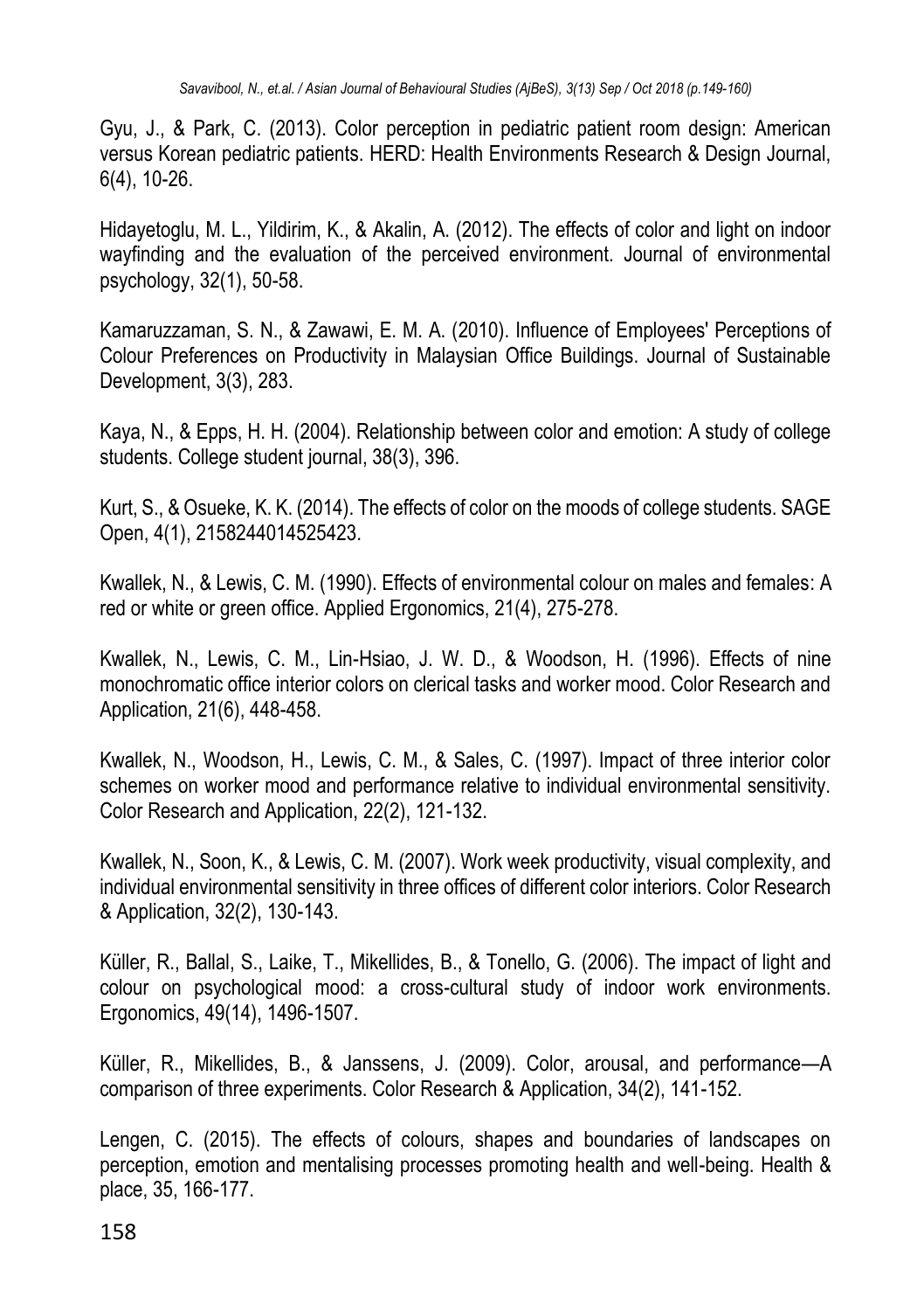Gyu, J., & Park, C. (2013). Color perception in pediatric patient room design: American versus Korean pediatric patients. HERD: Health Environments Research & Design Journal, 6(4), 10-26.

Hidayetoglu, M. L., Yildirim, K., & Akalin, A. (2012). The effects of color and light on indoor wayfinding and the evaluation of the perceived environment. Journal of environmental psychology, 32(1), 50-58.

Kamaruzzaman, S. N., & Zawawi, E. M. A. (2010). Influence of Employees' Perceptions of Colour Preferences on Productivity in Malaysian Office Buildings. Journal of Sustainable Development, 3(3), 283.

Kaya, N., & Epps, H. H. (2004). Relationship between color and emotion: A study of college students. College student journal, 38(3), 396.

Kurt, S., & Osueke, K. K. (2014). The effects of color on the moods of college students. SAGE Open, 4(1), 2158244014525423.

Kwallek, N., & Lewis, C. M. (1990). Effects of environmental colour on males and females: A red or white or green office. Applied Ergonomics, 21(4), 275-278.

Kwallek, N., Lewis, C. M., Lin-Hsiao, J. W. D., & Woodson, H. (1996). Effects of nine monochromatic office interior colors on clerical tasks and worker mood. Color Research and Application, 21(6), 448-458.

Kwallek, N., Woodson, H., Lewis, C. M., & Sales, C. (1997). Impact of three interior color schemes on worker mood and performance relative to individual environmental sensitivity. Color Research and Application, 22(2), 121-132.

Kwallek, N., Soon, K., & Lewis, C. M. (2007). Work week productivity, visual complexity, and individual environmental sensitivity in three offices of different color interiors. Color Research & Application, 32(2), 130-143.

Küller, R., Ballal, S., Laike, T., Mikellides, B., & Tonello, G. (2006). The impact of light and colour on psychological mood: a cross-cultural study of indoor work environments. Ergonomics, 49(14), 1496-1507.

Küller, R., Mikellides, B., & Janssens, J. (2009). Color, arousal, and performance—A comparison of three experiments. Color Research & Application, 34(2), 141-152.

Lengen, C. (2015). The effects of colours, shapes and boundaries of landscapes on perception, emotion and mentalising processes promoting health and well-being. Health & place, 35, 166-177.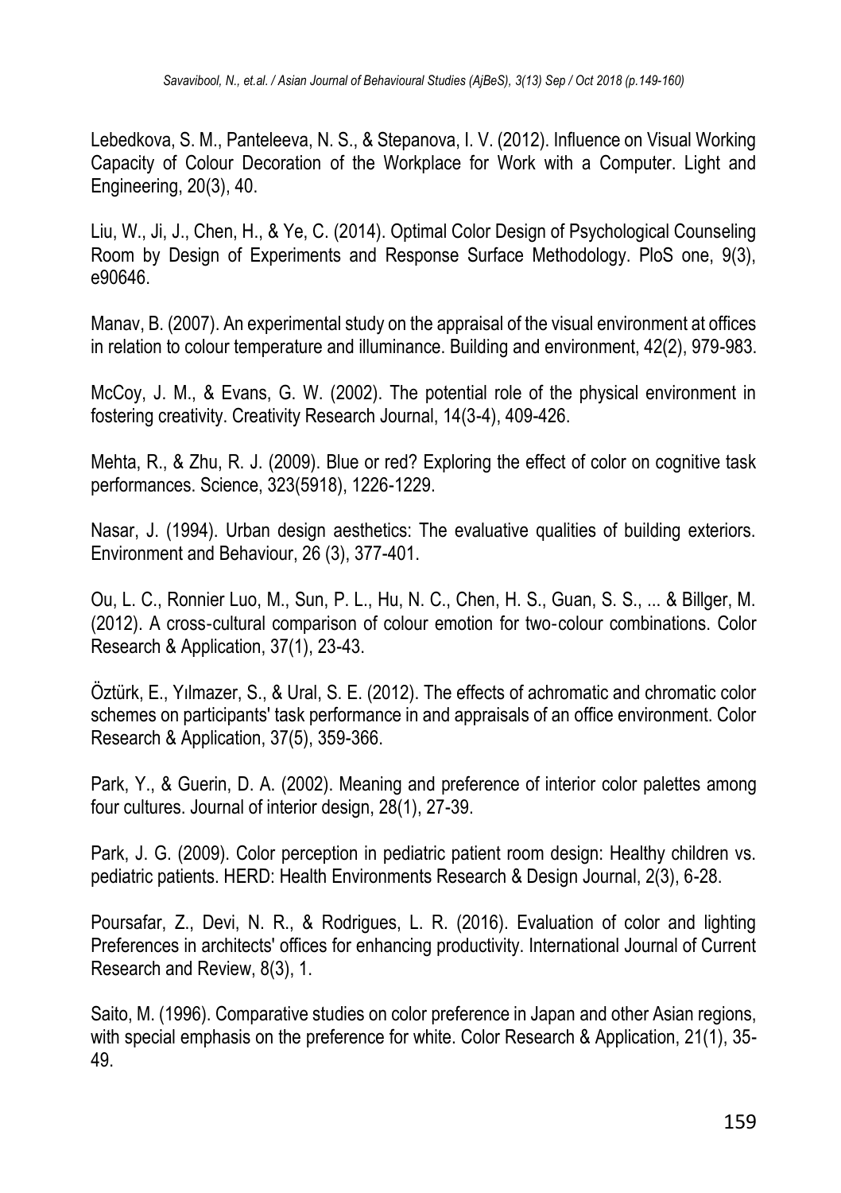Lebedkova, S. M., Panteleeva, N. S., & Stepanova, I. V. (2012). Influence on Visual Working Capacity of Colour Decoration of the Workplace for Work with a Computer. Light and Engineering, 20(3), 40.

Liu, W., Ji, J., Chen, H., & Ye, C. (2014). Optimal Color Design of Psychological Counseling Room by Design of Experiments and Response Surface Methodology. PloS one, 9(3), e90646.

Manav, B. (2007). An experimental study on the appraisal of the visual environment at offices in relation to colour temperature and illuminance. Building and environment, 42(2), 979-983.

McCoy, J. M., & Evans, G. W. (2002). The potential role of the physical environment in fostering creativity. Creativity Research Journal, 14(3-4), 409-426.

Mehta, R., & Zhu, R. J. (2009). Blue or red? Exploring the effect of color on cognitive task performances. Science, 323(5918), 1226-1229.

Nasar, J. (1994). Urban design aesthetics: The evaluative qualities of building exteriors. Environment and Behaviour, 26 (3), 377-401.

Ou, L. C., Ronnier Luo, M., Sun, P. L., Hu, N. C., Chen, H. S., Guan, S. S., ... & Billger, M. (2012). A cross-cultural comparison of colour emotion for two-colour combinations. Color Research & Application, 37(1), 23-43.

Öztürk, E., Yılmazer, S., & Ural, S. E. (2012). The effects of achromatic and chromatic color schemes on participants' task performance in and appraisals of an office environment. Color Research & Application, 37(5), 359-366.

Park, Y., & Guerin, D. A. (2002). Meaning and preference of interior color palettes among four cultures. Journal of interior design, 28(1), 27-39.

Park, J. G. (2009). Color perception in pediatric patient room design: Healthy children vs. pediatric patients. HERD: Health Environments Research & Design Journal, 2(3), 6-28.

Poursafar, Z., Devi, N. R., & Rodrigues, L. R. (2016). Evaluation of color and lighting Preferences in architects' offices for enhancing productivity. International Journal of Current Research and Review, 8(3), 1.

Saito, M. (1996). Comparative studies on color preference in Japan and other Asian regions, with special emphasis on the preference for white. Color Research & Application, 21(1), 35-49.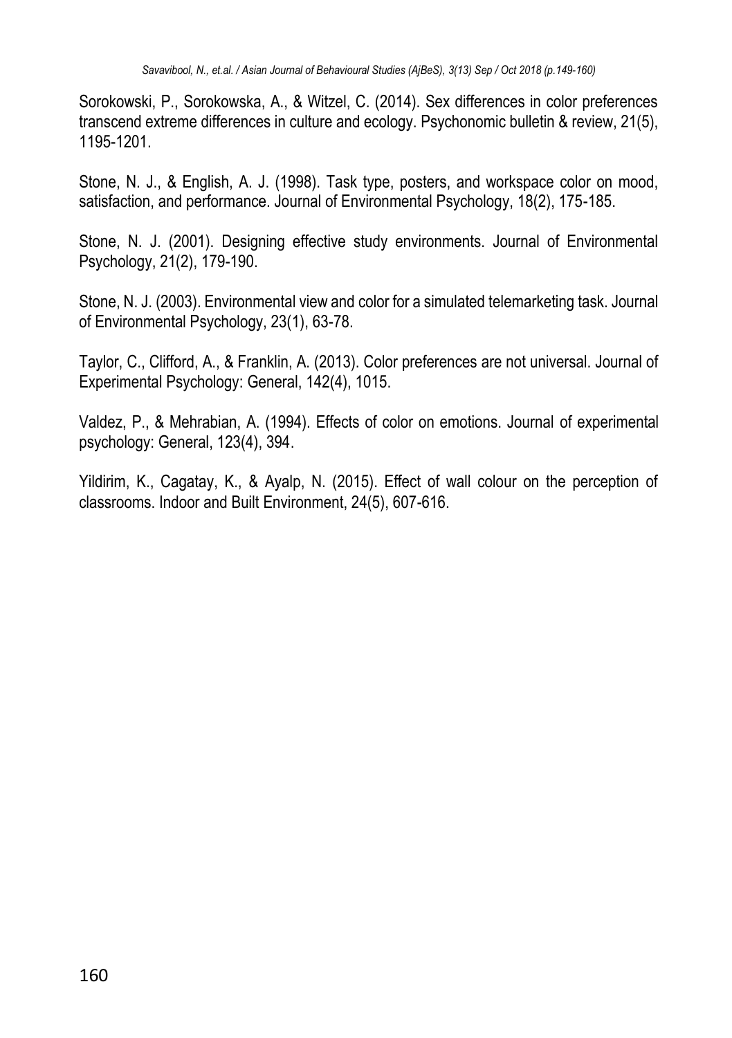Sorokowski, P., Sorokowska, A., & Witzel, C. (2014). Sex differences in color preferences transcend extreme differences in culture and ecology. Psychonomic bulletin & review, 21(5), 1195-1201.

Stone, N. J., & English, A. J. (1998). Task type, posters, and workspace color on mood, satisfaction, and performance. Journal of Environmental Psychology, 18(2), 175-185.

Stone, N. J. (2001). Designing effective study environments. Journal of Environmental Psychology, 21(2), 179-190.

Stone, N. J. (2003). Environmental view and color for a simulated telemarketing task. Journal of Environmental Psychology, 23(1), 63-78.

Taylor, C., Clifford, A., & Franklin, A. (2013). Color preferences are not universal. Journal of Experimental Psychology: General, 142(4), 1015.

Valdez, P., & Mehrabian, A. (1994). Effects of color on emotions. Journal of experimental psychology: General, 123(4), 394.

Yildirim, K., Cagatay, K., & Ayalp, N. (2015). Effect of wall colour on the perception of classrooms. Indoor and Built Environment, 24(5), 607-616.